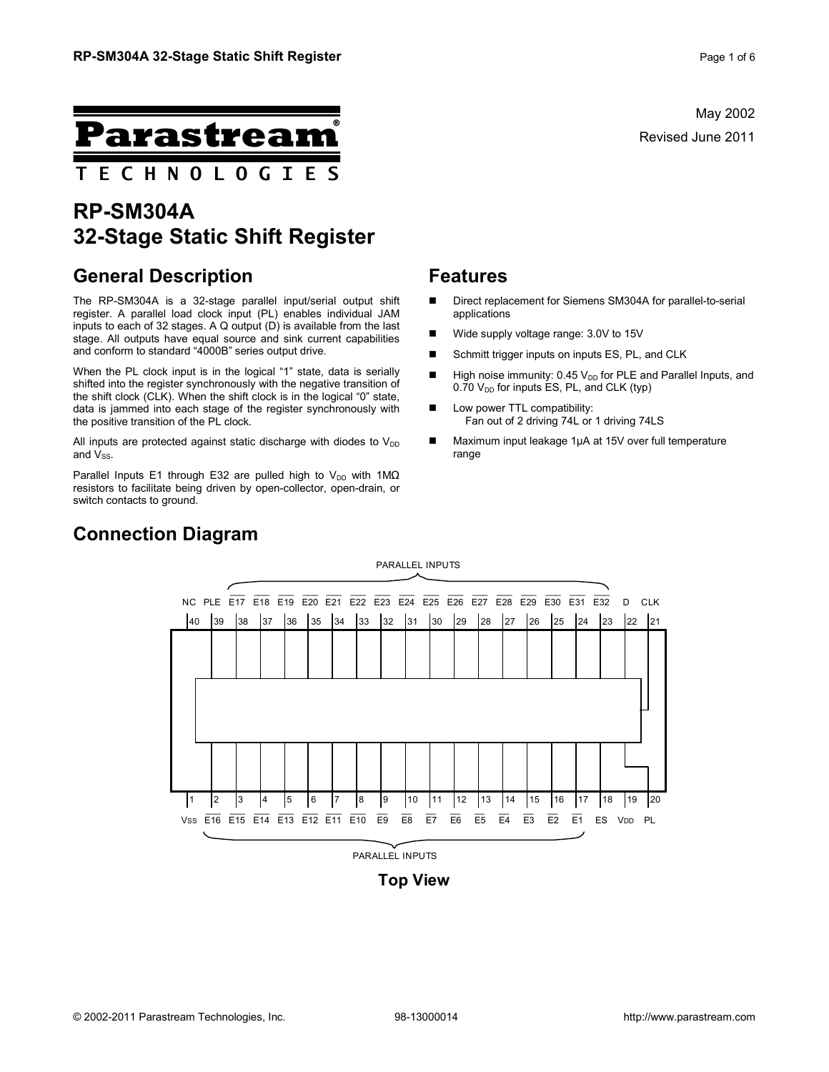May 2002

Revised June 2011

# Parastream TECHNOLOGIES

# RP-SM304A
# 32-Stage Static Shift Register

## General Description

The RP-SM304A is a 32-stage parallel input/serial output shift register. A parallel load clock input (PL) enables individual JAM inputs to each of 32 stages. A Q output (D) is available from the last stage. All outputs have equal source and sink current capabilities and conform to standard "4000B" series output drive.

When the PL clock input is in the logical "1" state, data is serially shifted into the register synchronously with the negative transition of the shift clock (CLK). When the shift clock is in the logical "0" state, data is jammed into each stage of the register synchronously with the positive transition of the PL clock.

All inputs are protected against static discharge with diodes to $V_{DD}$ and $V_{SS}$.

Parallel Inputs E1 through E32 are pulled high to $V_{DD}$ with 1MΩ resistors to facilitate being driven by open-collector, open-drain, or switch contacts to ground.

## Features

- Direct replacement for Siemens SM304A for parallel-to-serial applications
- Wide supply voltage range: 3.0V to 15V
- Schmitt trigger inputs on inputs ES, PL, and CLK
- High noise immunity: 0.45 $V_{DD}$ for PLE and Parallel Inputs, and 0.70 $V_{DD}$ for inputs ES, PL, and CLK (typ)
- Low power TTL compatibility: Fan out of 2 driving 74L or 1 driving 74LS
- Maximum input leakage 1μA at 15V over full temperature range

## Connection Diagram

PARALLEL INPUTS

| 40 | 39 | 38 | 37 | 36 | 35 | 34 | 33 | 32 | 31 | 30 | 29 | 28 | 27 | 26 | 25 | 24 | 23 | 22 | 21 |
|---|---|---|---|---|---|---|---|---|---|---|---|---|---|---|---|---|---|---|---|
| NC | PLE | $\overline{E17}$ | $\overline{E18}$ | $\overline{E19}$ | $\overline{E20}$ | $\overline{E21}$ | $\overline{E22}$ | $\overline{E23}$ | $\overline{E24}$ | $\overline{E25}$ | $\overline{E26}$ | $\overline{E27}$ | $\overline{E28}$ | $\overline{E29}$ | $\overline{E30}$ | $\overline{E31}$ | $\overline{E32}$ | D | CLK |

| 1 | 2 | 3 | 4 | 5 | 6 | 7 | 8 | 9 | 10 | 11 | 12 | 13 | 14 | 15 | 16 | 17 | 18 | 19 | 20 |
|---|---|---|---|---|---|---|---|---|---|---|---|---|---|---|---|---|---|---|---|
| $V_{SS}$ | $\overline{E16}$ | $\overline{E15}$ | $\overline{E14}$ | $\overline{E13}$ | $\overline{E12}$ | $\overline{E11}$ | $\overline{E10}$ | $\overline{E9}$ | $\overline{E8}$ | $\overline{E7}$ | $\overline{E6}$ | $\overline{E5}$ | $\overline{E4}$ | $\overline{E3}$ | $\overline{E2}$ | $\overline{E1}$ | ES | $V_{DD}$ | PL |

PARALLEL INPUTS

**Top View**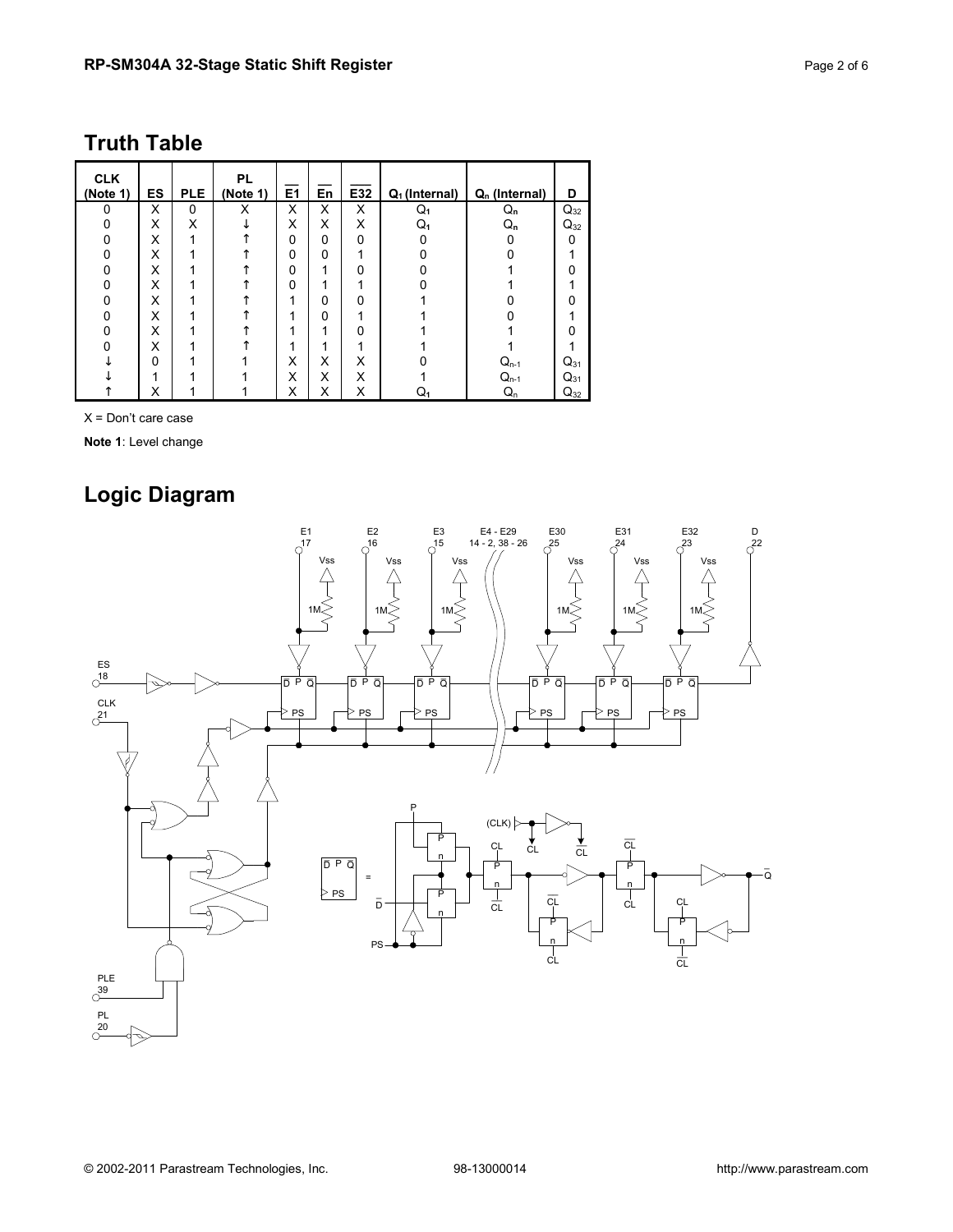## Truth Table

| CLK (Note 1) | ES | PLE | PL (Note 1) | $\overline{E1}$ | $\overline{En}$ | $\overline{E32}$ | $Q_1$ (Internal) | $Q_n$ (Internal) | D |
|---|---|---|---|---|---|---|---|---|---|
| 0 | X | 0 | X | X | X | X | $Q_1$ | $Q_n$ | $Q_{32}$ |
| 0 | X | X | ↓ | X | X | X | $Q_1$ | $Q_n$ | $Q_{32}$ |
| 0 | X | 1 | ↑ | 0 | 0 | 0 | 0 | 0 | 0 |
| 0 | X | 1 | ↑ | 0 | 0 | 1 | 0 | 0 | 1 |
| 0 | X | 1 | ↑ | 0 | 1 | 0 | 0 | 1 | 0 |
| 0 | X | 1 | ↑ | 0 | 1 | 1 | 0 | 1 | 1 |
| 0 | X | 1 | ↑ | 1 | 0 | 0 | 1 | 0 | 0 |
| 0 | X | 1 | ↑ | 1 | 0 | 1 | 1 | 0 | 1 |
| 0 | X | 1 | ↑ | 1 | 1 | 0 | 1 | 1 | 0 |
| 0 | X | 1 | ↑ | 1 | 1 | 1 | 1 | 1 | 1 |
| ↓ | 0 | 1 | 1 | X | X | X | 0 | $Q_{n-1}$ | $Q_{31}$ |
| ↓ | 1 | 1 | 1 | X | X | X | 1 | $Q_{n-1}$ | $Q_{31}$ |
| ↑ | X | 1 | 1 | X | X | X | $Q_1$ | $Q_n$ | $Q_{32}$ |

X = Don't care case

**Note 1**: Level change

## Logic Diagram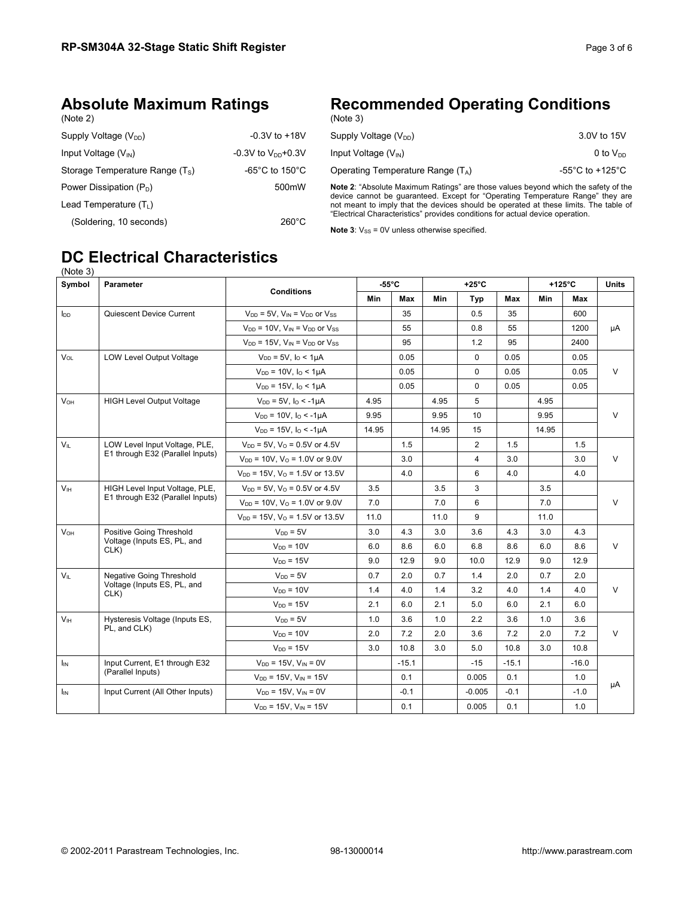## Absolute Maximum Ratings

(Note 2)

| | |
|---|---|
| Supply Voltage ($V_{DD}$) | -0.3V to +18V |
| Input Voltage ($V_{IN}$) | -0.3V to $V_{DD}$+0.3V |
| Storage Temperature Range ($T_S$) | -65°C to 150°C |
| Power Dissipation ($P_D$) | 500mW |
| Lead Temperature ($T_L$) | |
| (Soldering, 10 seconds) | 260°C |

## Recommended Operating Conditions

(Note 3)

| | |
|---|---|
| Supply Voltage ($V_{DD}$) | 3.0V to 15V |
| Input Voltage ($V_{IN}$) | 0 to $V_{DD}$ |
| Operating Temperature Range ($T_A$) | -55°C to +125°C |

**Note 2**: "Absolute Maximum Ratings" are those values beyond which the safety of the device cannot be guaranteed. Except for "Operating Temperature Range" they are not meant to imply that the devices should be operated at these limits. The table of "Electrical Characteristics" provides conditions for actual device operation.

**Note 3**: $V_{SS}$ = 0V unless otherwise specified.

## DC Electrical Characteristics

(Note 3)

| Symbol | Parameter | Conditions | -55°C | | +25°C | | | +125°C | | Units |
|---|---|---|---|---|---|---|---|---|---|---|
| | | | Min | Max | Min | Typ | Max | Min | Max | |
| $I_{DD}$ | Quiescent Device Current | $V_{DD}$ = 5V, $V_{IN}$ = $V_{DD}$ or $V_{SS}$ | | 35 | | 0.5 | 35 | | 600 | µA |
| | | $V_{DD}$ = 10V, $V_{IN}$ = $V_{DD}$ or $V_{SS}$ | | 55 | | 0.8 | 55 | | 1200 | |
| | | $V_{DD}$ = 15V, $V_{IN}$ = $V_{DD}$ or $V_{SS}$ | | 95 | | 1.2 | 95 | | 2400 | |
| $V_{OL}$ | LOW Level Output Voltage | $V_{DD}$ = 5V, $I_O$ < 1µA | | 0.05 | | 0 | 0.05 | | 0.05 | V |
| | | $V_{DD}$ = 10V, $I_O$ < 1µA | | 0.05 | | 0 | 0.05 | | 0.05 | |
| | | $V_{DD}$ = 15V, $I_O$ < 1µA | | 0.05 | | 0 | 0.05 | | 0.05 | |
| $V_{OH}$ | HIGH Level Output Voltage | $V_{DD}$ = 5V, $I_O$ < -1µA | 4.95 | | 4.95 | 5 | | 4.95 | | V |
| | | $V_{DD}$ = 10V, $I_O$ < -1µA | 9.95 | | 9.95 | 10 | | 9.95 | | |
| | | $V_{DD}$ = 15V, $I_O$ < -1µA | 14.95 | | 14.95 | 15 | | 14.95 | | |
| $V_{IL}$ | LOW Level Input Voltage, PLE, E1 through E32 (Parallel Inputs) | $V_{DD}$ = 5V, $V_O$ = 0.5V or 4.5V | | 1.5 | | 2 | 1.5 | | 1.5 | V |
| | | $V_{DD}$ = 10V, $V_O$ = 1.0V or 9.0V | | 3.0 | | 4 | 3.0 | | 3.0 | |
| | | $V_{DD}$ = 15V, $V_O$ = 1.5V or 13.5V | | 4.0 | | 6 | 4.0 | | 4.0 | |
| $V_{IH}$ | HIGH Level Input Voltage, PLE, E1 through E32 (Parallel Inputs) | $V_{DD}$ = 5V, $V_O$ = 0.5V or 4.5V | 3.5 | | 3.5 | 3 | | 3.5 | | V |
| | | $V_{DD}$ = 10V, $V_O$ = 1.0V or 9.0V | 7.0 | | 7.0 | 6 | | 7.0 | | |
| | | $V_{DD}$ = 15V, $V_O$ = 1.5V or 13.5V | 11.0 | | 11.0 | 9 | | 11.0 | | |
| $V_{OH}$ | Positive Going Threshold Voltage (Inputs ES, PL, and CLK) | $V_{DD}$ = 5V | 3.0 | 4.3 | 3.0 | 3.6 | 4.3 | 3.0 | 4.3 | V |
| | | $V_{DD}$ = 10V | 6.0 | 8.6 | 6.0 | 6.8 | 8.6 | 6.0 | 8.6 | |
| | | $V_{DD}$ = 15V | 9.0 | 12.9 | 9.0 | 10.0 | 12.9 | 9.0 | 12.9 | |
| $V_{IL}$ | Negative Going Threshold Voltage (Inputs ES, PL, and CLK) | $V_{DD}$ = 5V | 0.7 | 2.0 | 0.7 | 1.4 | 2.0 | 0.7 | 2.0 | V |
| | | $V_{DD}$ = 10V | 1.4 | 4.0 | 1.4 | 3.2 | 4.0 | 1.4 | 4.0 | |
| | | $V_{DD}$ = 15V | 2.1 | 6.0 | 2.1 | 5.0 | 6.0 | 2.1 | 6.0 | |
| $V_{IH}$ | Hysteresis Voltage (Inputs ES, PL, and CLK) | $V_{DD}$ = 5V | 1.0 | 3.6 | 1.0 | 2.2 | 3.6 | 1.0 | 3.6 | V |
| | | $V_{DD}$ = 10V | 2.0 | 7.2 | 2.0 | 3.6 | 7.2 | 2.0 | 7.2 | |
| | | $V_{DD}$ = 15V | 3.0 | 10.8 | 3.0 | 5.0 | 10.8 | 3.0 | 10.8 | |
| $I_{IN}$ | Input Current, E1 through E32 (Parallel Inputs) | $V_{DD}$ = 15V, $V_{IN}$ = 0V | | -15.1 | | -15 | -15.1 | | -16.0 | µA |
| | | $V_{DD}$ = 15V, $V_{IN}$ = 15V | | 0.1 | | 0.005 | 0.1 | | 1.0 | |
| $I_{IN}$ | Input Current (All Other Inputs) | $V_{DD}$ = 15V, $V_{IN}$ = 0V | | -0.1 | | -0.005 | -0.1 | | -1.0 | |
| | | $V_{DD}$ = 15V, $V_{IN}$ = 15V | | 0.1 | | 0.005 | 0.1 | | 1.0 | |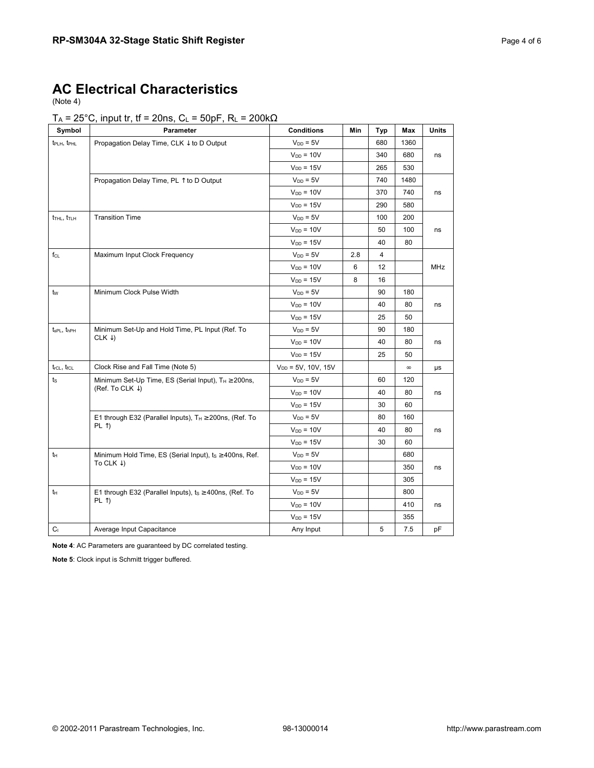# AC Electrical Characteristics

(Note 4)

$T_A$ = 25°C, input tr, tf = 20ns, $C_L$ = 50pF, $R_L$ = 200kΩ

| Symbol | Parameter | Conditions | Min | Typ | Max | Units |
|---|---|---|---|---|---|---|
| $t_{PLH}$, $t_{PHL}$ | Propagation Delay Time, CLK ↓ to D Output | $V_{DD}$ = 5V | | 680 | 1360 | ns |
| | | $V_{DD}$ = 10V | | 340 | 680 | |
| | | $V_{DD}$ = 15V | | 265 | 530 | |
| | Propagation Delay Time, PL ↑ to D Output | $V_{DD}$ = 5V | | 740 | 1480 | ns |
| | | $V_{DD}$ = 10V | | 370 | 740 | |
| | | $V_{DD}$ = 15V | | 290 | 580 | |
| $t_{THL}$, $t_{TLH}$ | Transition Time | $V_{DD}$ = 5V | | 100 | 200 | ns |
| | | $V_{DD}$ = 10V | | 50 | 100 | |
| | | $V_{DD}$ = 15V | | 40 | 80 | |
| $f_{CL}$ | Maximum Input Clock Frequency | $V_{DD}$ = 5V | 2.8 | 4 | | MHz |
| | | $V_{DD}$ = 10V | 6 | 12 | | |
| | | $V_{DD}$ = 15V | 8 | 16 | | |
| $t_W$ | Minimum Clock Pulse Width | $V_{DD}$ = 5V | | 90 | 180 | ns |
| | | $V_{DD}$ = 10V | | 40 | 80 | |
| | | $V_{DD}$ = 15V | | 25 | 50 | |
| $t_{sPL}$, $t_{hPH}$ | Minimum Set-Up and Hold Time, PL Input (Ref. To CLK ↓) | $V_{DD}$ = 5V | | 90 | 180 | ns |
| | | $V_{DD}$ = 10V | | 40 | 80 | |
| | | $V_{DD}$ = 15V | | 25 | 50 | |
| $t_{rCL}$, $t_{fCL}$ | Clock Rise and Fall Time (Note 5) | $V_{DD}$ = 5V, 10V, 15V | | | ∞ | μs |
| $t_S$ | Minimum Set-Up Time, ES (Serial Input), $T_H$ ≥200ns, (Ref. To CLK ↓) | $V_{DD}$ = 5V | | 60 | 120 | ns |
| | | $V_{DD}$ = 10V | | 40 | 80 | |
| | | $V_{DD}$ = 15V | | 30 | 60 | |
| | E1 through E32 (Parallel Inputs), $T_H$ ≥200ns, (Ref. To PL ↑) | $V_{DD}$ = 5V | | 80 | 160 | ns |
| | | $V_{DD}$ = 10V | | 40 | 80 | |
| | | $V_{DD}$ = 15V | | 30 | 60 | |
| $t_H$ | Minimum Hold Time, ES (Serial Input), $t_S$ ≥400ns, Ref. To CLK ↓) | $V_{DD}$ = 5V | | | 680 | ns |
| | | $V_{DD}$ = 10V | | | 350 | |
| | | $V_{DD}$ = 15V | | | 305 | |
| $t_H$ | E1 through E32 (Parallel Inputs), $t_S$ ≥400ns, (Ref. To PL ↑) | $V_{DD}$ = 5V | | | 800 | ns |
| | | $V_{DD}$ = 10V | | | 410 | |
| | | $V_{DD}$ = 15V | | | 355 | |
| $C_I$ | Average Input Capacitance | Any Input | | 5 | 7.5 | pF |

**Note 4**: AC Parameters are guaranteed by DC correlated testing.

**Note 5**: Clock input is Schmitt trigger buffered.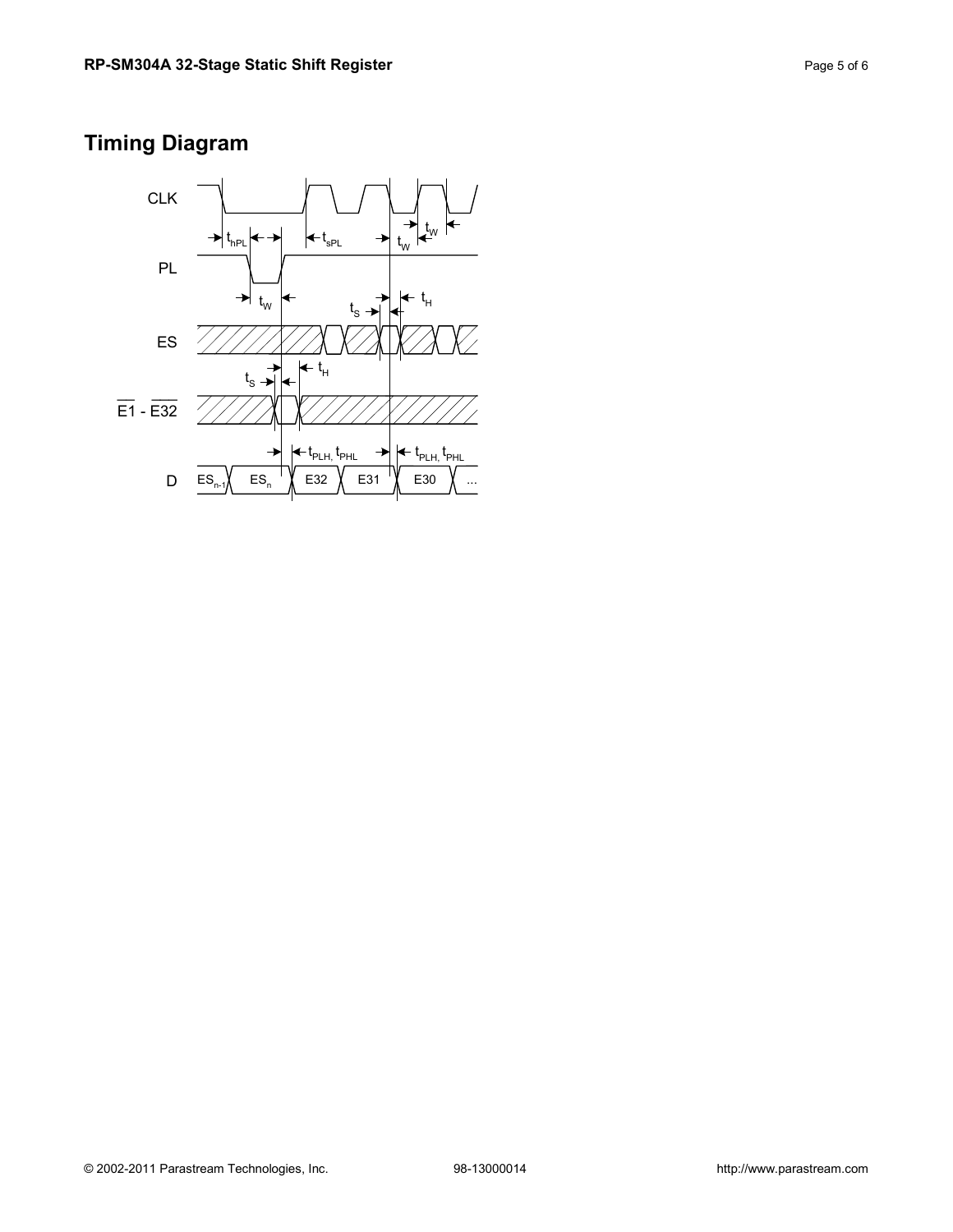# Timing Diagram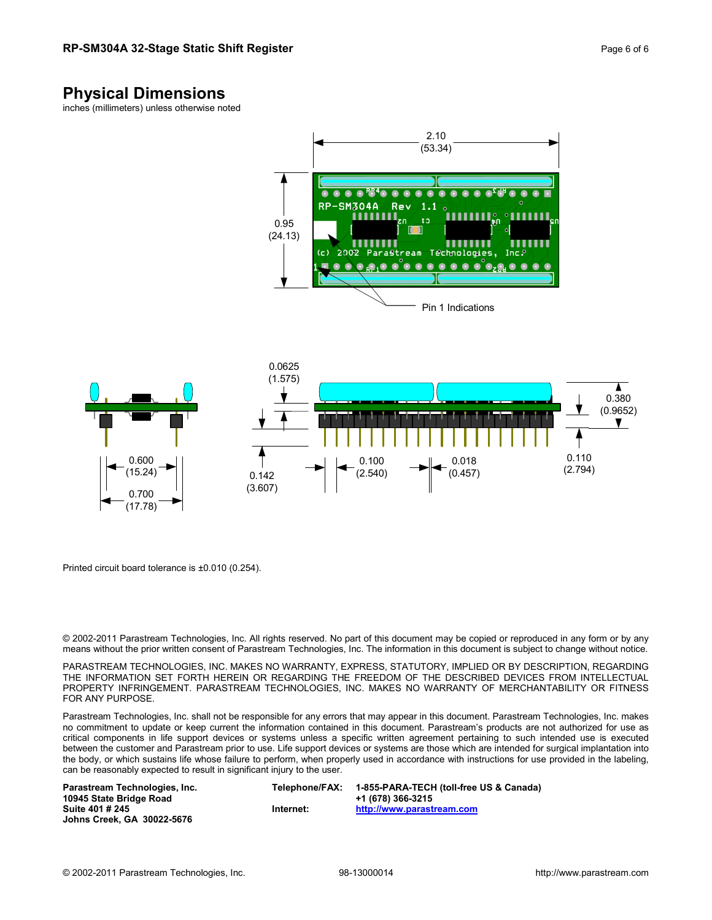## Physical Dimensions

inches (millimeters) unless otherwise noted

2.10
(53.34)

0.95
(24.13)

RP-SM304A Rev 1.1

(c) 2002 Parastream Technologies, Inc.

Pin 1 Indications

0.0625
(1.575)

0.380
(0.9652)

0.600
(15.24)

0.700
(17.78)

0.142
(3.607)

0.100
(2.540)

0.018
(0.457)

0.110
(2.794)

Printed circuit board tolerance is ±0.010 (0.254).

© 2002-2011 Parastream Technologies, Inc. All rights reserved. No part of this document may be copied or reproduced in any form or by any means without the prior written consent of Parastream Technologies, Inc. The information in this document is subject to change without notice.

PARASTREAM TECHNOLOGIES, INC. MAKES NO WARRANTY, EXPRESS, STATUTORY, IMPLIED OR BY DESCRIPTION, REGARDING THE INFORMATION SET FORTH HEREIN OR REGARDING THE FREEDOM OF THE DESCRIBED DEVICES FROM INTELLECTUAL PROPERTY INFRINGEMENT. PARASTREAM TECHNOLOGIES, INC. MAKES NO WARRANTY OF MERCHANTABILITY OR FITNESS FOR ANY PURPOSE.

Parastream Technologies, Inc. shall not be responsible for any errors that may appear in this document. Parastream Technologies, Inc. makes no commitment to update or keep current the information contained in this document. Parastream's products are not authorized for use as critical components in life support devices or systems unless a specific written agreement pertaining to such intended use is executed between the customer and Parastream prior to use. Life support devices or systems are those which are intended for surgical implantation into the body, or which sustains life whose failure to perform, when properly used in accordance with instructions for use provided in the labeling, can be reasonably expected to result in significant injury to the user.

**Parastream Technologies, Inc.**
**10945 State Bridge Road**
**Suite 401 # 245**
**Johns Creek, GA 30022-5676**

**Telephone/FAX:** **1-855-PARA-TECH (toll-free US & Canada)**
**+1 (678) 366-3215**

**Internet:** **http://www.parastream.com**